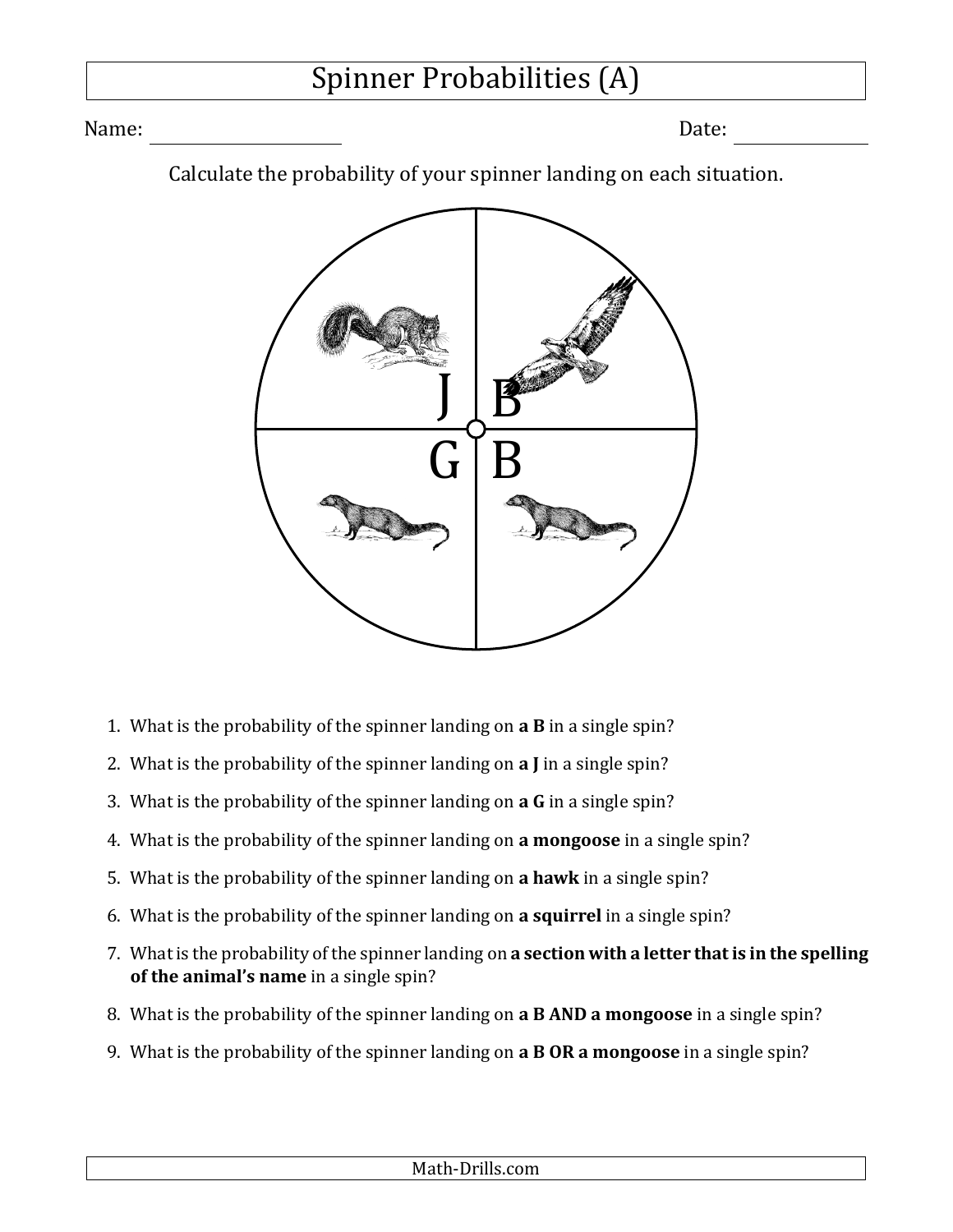# Spinner Probabilities (A)

Name: ____________________ Date: ____________

Calculate the probability of your spinner landing on each situation.

J B

G B

1. What is the probability of the spinner landing on **a B** in a single spin?
2. What is the probability of the spinner landing on **a J** in a single spin?
3. What is the probability of the spinner landing on **a G** in a single spin?
4. What is the probability of the spinner landing on **a mongoose** in a single spin?
5. What is the probability of the spinner landing on **a hawk** in a single spin?
6. What is the probability of the spinner landing on **a squirrel** in a single spin?
7. What is the probability of the spinner landing on **a section with a letter that is in the spelling of the animal's name** in a single spin?
8. What is the probability of the spinner landing on **a B AND a mongoose** in a single spin?
9. What is the probability of the spinner landing on **a B OR a mongoose** in a single spin?

Math-Drills.com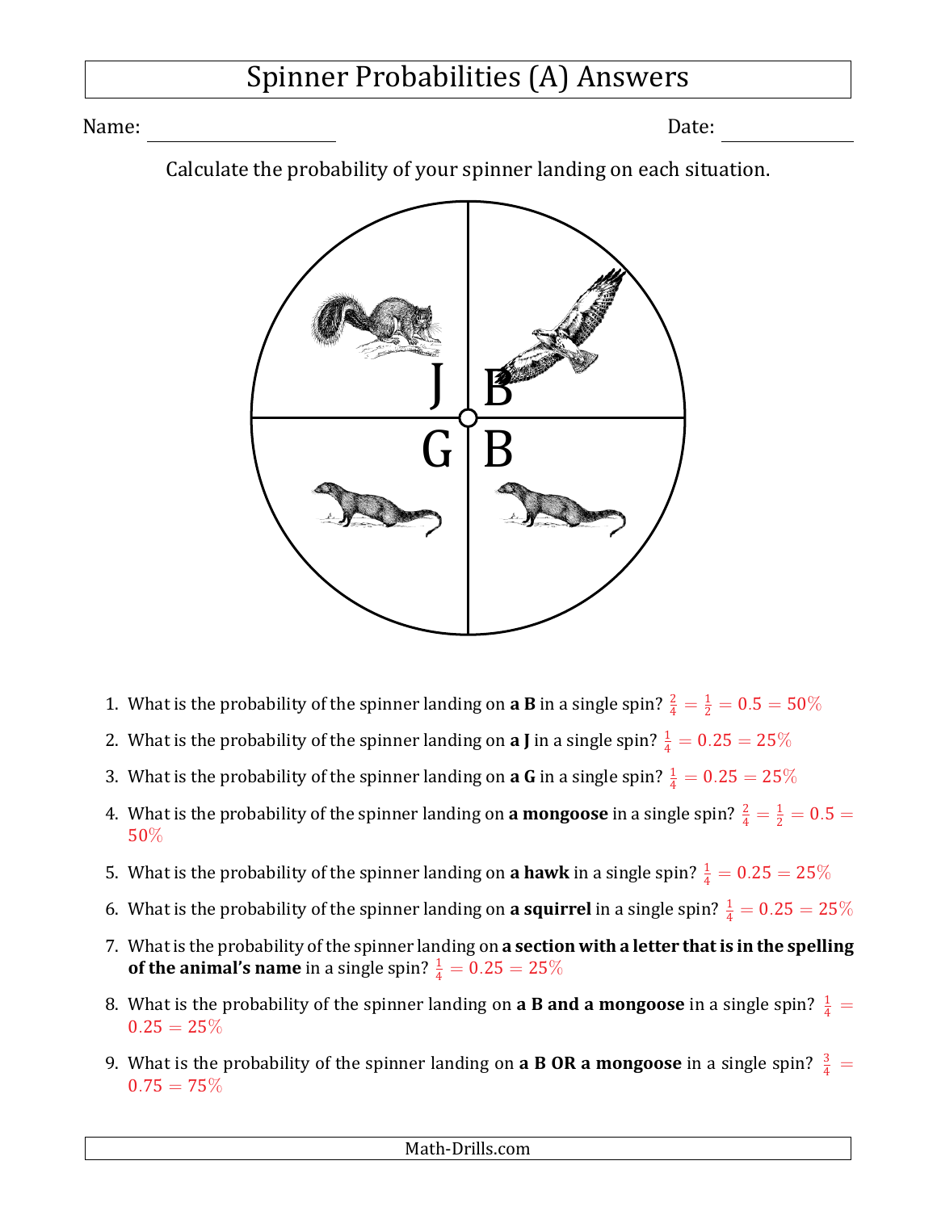# Spinner Probabilities (A) Answers

Name: ____________________ Date: ____________

Calculate the probability of your spinner landing on each situation.

J B

G B

1. What is the probability of the spinner landing on **a B** in a single spin? $\frac{2}{4} = \frac{1}{2} = 0.5 = 50\%$
2. What is the probability of the spinner landing on **a J** in a single spin? $\frac{1}{4} = 0.25 = 25\%$
3. What is the probability of the spinner landing on **a G** in a single spin? $\frac{1}{4} = 0.25 = 25\%$
4. What is the probability of the spinner landing on **a mongoose** in a single spin? $\frac{2}{4} = \frac{1}{2} = 0.5 = 50\%$
5. What is the probability of the spinner landing on **a hawk** in a single spin? $\frac{1}{4} = 0.25 = 25\%$
6. What is the probability of the spinner landing on **a squirrel** in a single spin? $\frac{1}{4} = 0.25 = 25\%$
7. What is the probability of the spinner landing on **a section with a letter that is in the spelling of the animal's name** in a single spin? $\frac{1}{4} = 0.25 = 25\%$
8. What is the probability of the spinner landing on **a B and a mongoose** in a single spin? $\frac{1}{4} = 0.25 = 25\%$
9. What is the probability of the spinner landing on **a B OR a mongoose** in a single spin? $\frac{3}{4} = 0.75 = 75\%$

Math-Drills.com